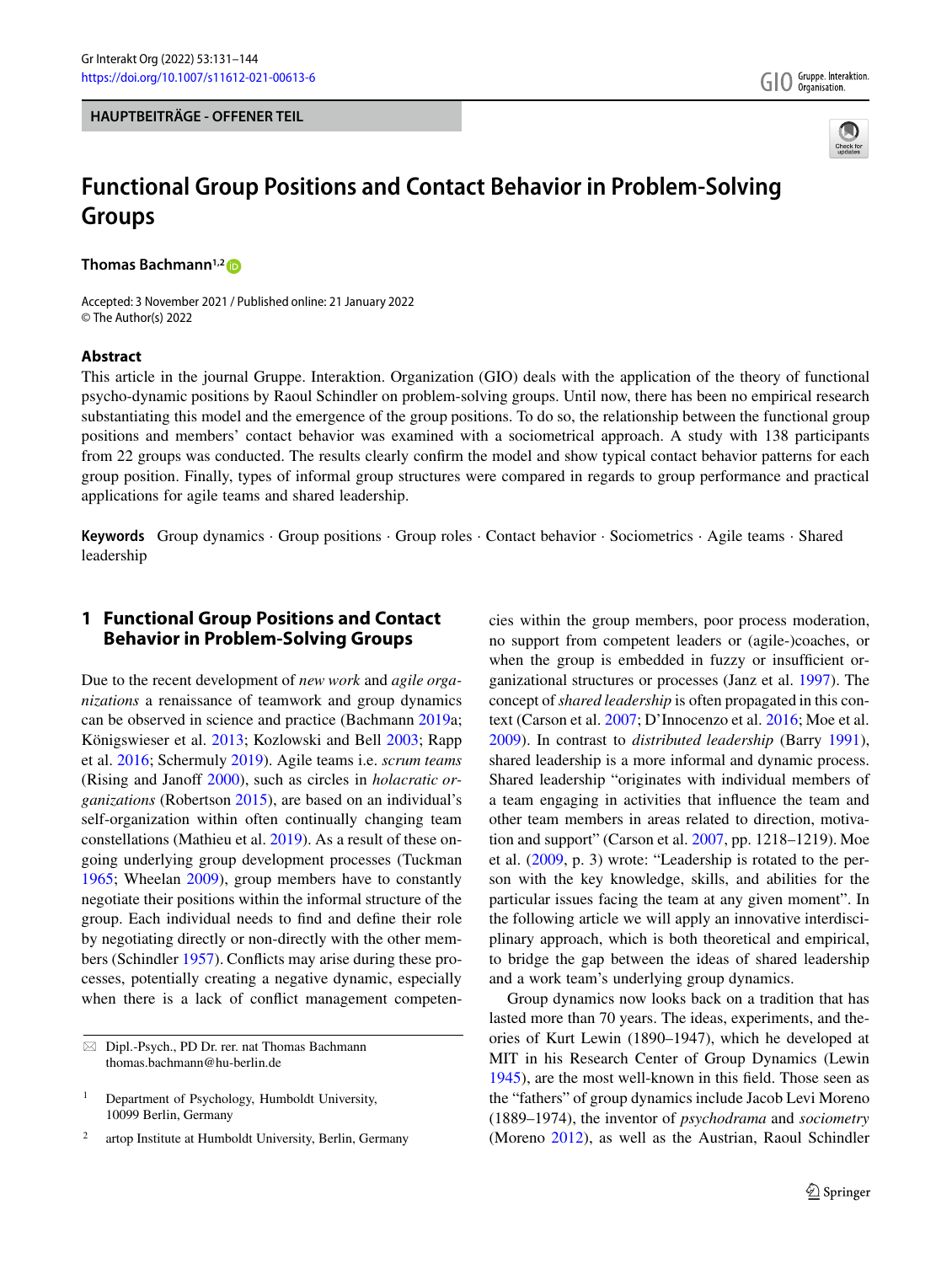HAUPTBEITRÄGE - OFFENER TEIL

# Functional Group Positions and Contact Behavior in Problem-Solving Groups

**Thomas Bachmann**[1,2]

Accepted: 3 November 2021 / Published online: 21 January 2022
© The Author(s) 2022

## Abstract

This article in the journal Gruppe. Interaktion. Organization (GIO) deals with the application of the theory of functional psycho-dynamic positions by Raoul Schindler on problem-solving groups. Until now, there has been no empirical research substantiating this model and the emergence of the group positions. To do so, the relationship between the functional group positions and members' contact behavior was examined with a sociometrical approach. A study with 138 participants from 22 groups was conducted. The results clearly confirm the model and show typical contact behavior patterns for each group position. Finally, types of informal group structures were compared in regards to group performance and practical applications for agile teams and shared leadership.

**Keywords** Group dynamics · Group positions · Group roles · Contact behavior · Sociometrics · Agile teams · Shared leadership

## 1 Functional Group Positions and Contact Behavior in Problem-Solving Groups

Due to the recent development of *new work* and *agile organizations* a renaissance of teamwork and group dynamics can be observed in science and practice (Bachmann 2019a; Königswieser et al. 2013; Kozlowski and Bell 2003; Rapp et al. 2016; Schermuly 2019). Agile teams i.e. *scrum teams* (Rising and Janoff 2000), such as circles in *holacratic organizations* (Robertson 2015), are based on an individual's self-organization within often continually changing team constellations (Mathieu et al. 2019). As a result of these ongoing underlying group development processes (Tuckman 1965; Wheelan 2009), group members have to constantly negotiate their positions within the informal structure of the group. Each individual needs to find and define their role by negotiating directly or non-directly with the other members (Schindler 1957). Conflicts may arise during these processes, potentially creating a negative dynamic, especially when there is a lack of conflict management competencies within the group members, poor process moderation, no support from competent leaders or (agile-)coaches, or when the group is embedded in fuzzy or insufficient organizational structures or processes (Janz et al. 1997). The concept of *shared leadership* is often propagated in this context (Carson et al. 2007; D'Innocenzo et al. 2016; Moe et al. 2009). In contrast to *distributed leadership* (Barry 1991), shared leadership is a more informal and dynamic process. Shared leadership "originates with individual members of a team engaging in activities that influence the team and other team members in areas related to direction, motivation and support" (Carson et al. 2007, pp. 1218–1219). Moe et al. (2009, p. 3) wrote: "Leadership is rotated to the person with the key knowledge, skills, and abilities for the particular issues facing the team at any given moment". In the following article we will apply an innovative interdisciplinary approach, which is both theoretical and empirical, to bridge the gap between the ideas of shared leadership and a work team's underlying group dynamics.

Group dynamics now looks back on a tradition that has lasted more than 70 years. The ideas, experiments, and theories of Kurt Lewin (1890–1947), which he developed at MIT in his Research Center of Group Dynamics (Lewin 1945), are the most well-known in this field. Those seen as the "fathers" of group dynamics include Jacob Levi Moreno (1889–1974), the inventor of *psychodrama* and *sociometry* (Moreno 2012), as well as the Austrian, Raoul Schindler

---

✉ Dipl.-Psych., PD Dr. rer. nat Thomas Bachmann
thomas.bachmann@hu-berlin.de

[1] Department of Psychology, Humboldt University, 10099 Berlin, Germany

[2] artop Institute at Humboldt University, Berlin, Germany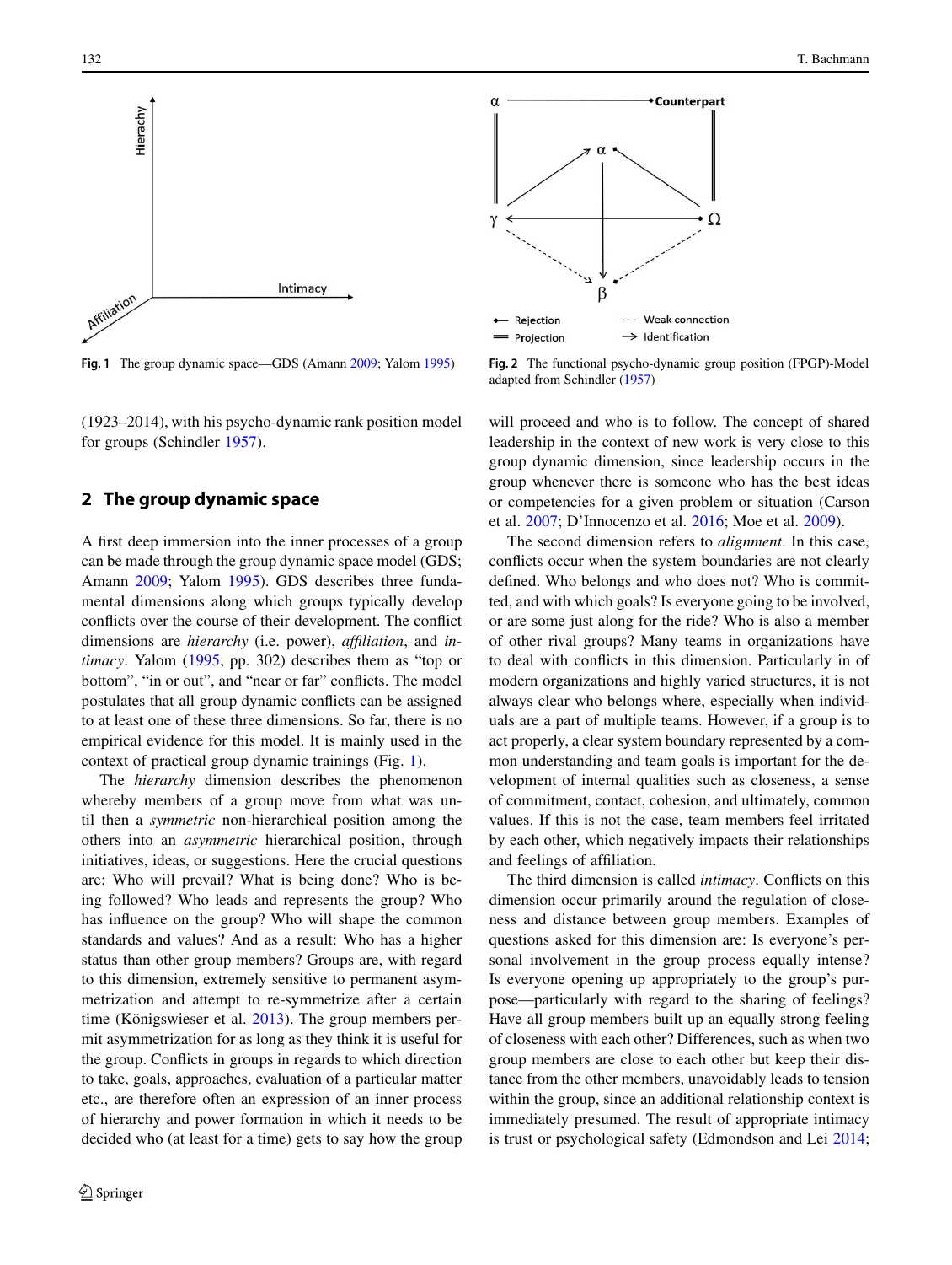Fig. 1 The group dynamic space—GDS (Amann 2009; Yalom 1995)

Fig. 2 The functional psycho-dynamic group position (FPGP)-Model adapted from Schindler (1957)

(1923–2014), with his psycho-dynamic rank position model for groups (Schindler 1957).

## 2 The group dynamic space

A first deep immersion into the inner processes of a group can be made through the group dynamic space model (GDS; Amann 2009; Yalom 1995). GDS describes three fundamental dimensions along which groups typically develop conflicts over the course of their development. The conflict dimensions are *hierarchy* (i.e. power), *affiliation*, and *intimacy*. Yalom (1995, pp. 302) describes them as "top or bottom", "in or out", and "near or far" conflicts. The model postulates that all group dynamic conflicts can be assigned to at least one of these three dimensions. So far, there is no empirical evidence for this model. It is mainly used in the context of practical group dynamic trainings (Fig. 1).

The *hierarchy* dimension describes the phenomenon whereby members of a group move from what was until then a *symmetric* non-hierarchical position among the others into an *asymmetric* hierarchical position, through initiatives, ideas, or suggestions. Here the crucial questions are: Who will prevail? What is being done? Who is being followed? Who leads and represents the group? Who has influence on the group? Who will shape the common standards and values? And as a result: Who has a higher status than other group members? Groups are, with regard to this dimension, extremely sensitive to permanent asymmetrization and attempt to re-symmetrize after a certain time (Königswieser et al. 2013). The group members permit asymmetrization for as long as they think it is useful for the group. Conflicts in groups in regards to which direction to take, goals, approaches, evaluation of a particular matter etc., are therefore often an expression of an inner process of hierarchy and power formation in which it needs to be decided who (at least for a time) gets to say how the group will proceed and who is to follow. The concept of shared leadership in the context of new work is very close to this group dynamic dimension, since leadership occurs in the group whenever there is someone who has the best ideas or competencies for a given problem or situation (Carson et al. 2007; D'Innocenzo et al. 2016; Moe et al. 2009).

The second dimension refers to *alignment*. In this case, conflicts occur when the system boundaries are not clearly defined. Who belongs and who does not? Who is committed, and with which goals? Is everyone going to be involved, or are some just along for the ride? Who is also a member of other rival groups? Many teams in organizations have to deal with conflicts in this dimension. Particularly in of modern organizations and highly varied structures, it is not always clear who belongs where, especially when individuals are a part of multiple teams. However, if a group is to act properly, a clear system boundary represented by a common understanding and team goals is important for the development of internal qualities such as closeness, a sense of commitment, contact, cohesion, and ultimately, common values. If this is not the case, team members feel irritated by each other, which negatively impacts their relationships and feelings of affiliation.

The third dimension is called *intimacy*. Conflicts on this dimension occur primarily around the regulation of closeness and distance between group members. Examples of questions asked for this dimension are: Is everyone's personal involvement in the group process equally intense? Is everyone opening up appropriately to the group's purpose—particularly with regard to the sharing of feelings? Have all group members built up an equally strong feeling of closeness with each other? Differences, such as when two group members are close to each other but keep their distance from the other members, unavoidably leads to tension within the group, since an additional relationship context is immediately presumed. The result of appropriate intimacy is trust or psychological safety (Edmondson and Lei 2014;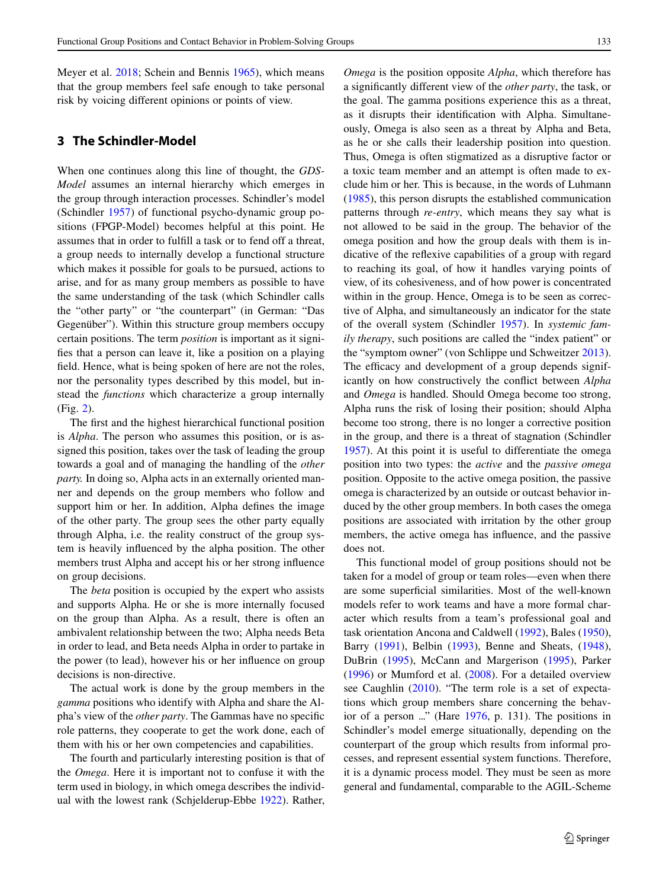Meyer et al. 2018; Schein and Bennis 1965), which means that the group members feel safe enough to take personal risk by voicing different opinions or points of view.

## 3 The Schindler-Model

When one continues along this line of thought, the *GDS-Model* assumes an internal hierarchy which emerges in the group through interaction processes. Schindler's model (Schindler 1957) of functional psycho-dynamic group positions (FPGP-Model) becomes helpful at this point. He assumes that in order to fulfill a task or to fend off a threat, a group needs to internally develop a functional structure which makes it possible for goals to be pursued, actions to arise, and for as many group members as possible to have the same understanding of the task (which Schindler calls the "other party" or "the counterpart" (in German: "Das Gegenüber"). Within this structure group members occupy certain positions. The term *position* is important as it signifies that a person can leave it, like a position on a playing field. Hence, what is being spoken of here are not the roles, nor the personality types described by this model, but instead the *functions* which characterize a group internally (Fig. 2).

The first and the highest hierarchical functional position is *Alpha*. The person who assumes this position, or is assigned this position, takes over the task of leading the group towards a goal and of managing the handling of the *other party.* In doing so, Alpha acts in an externally oriented manner and depends on the group members who follow and support him or her. In addition, Alpha defines the image of the other party. The group sees the other party equally through Alpha, i.e. the reality construct of the group system is heavily influenced by the alpha position. The other members trust Alpha and accept his or her strong influence on group decisions.

The *beta* position is occupied by the expert who assists and supports Alpha. He or she is more internally focused on the group than Alpha. As a result, there is often an ambivalent relationship between the two; Alpha needs Beta in order to lead, and Beta needs Alpha in order to partake in the power (to lead), however his or her influence on group decisions is non-directive.

The actual work is done by the group members in the *gamma* positions who identify with Alpha and share the Alpha's view of the *other party*. The Gammas have no specific role patterns, they cooperate to get the work done, each of them with his or her own competencies and capabilities.

The fourth and particularly interesting position is that of the *Omega*. Here it is important not to confuse it with the term used in biology, in which omega describes the individual with the lowest rank (Schjelderup-Ebbe 1922). Rather, *Omega* is the position opposite *Alpha*, which therefore has a significantly different view of the *other party*, the task, or the goal. The gamma positions experience this as a threat, as it disrupts their identification with Alpha. Simultaneously, Omega is also seen as a threat by Alpha and Beta, as he or she calls their leadership position into question. Thus, Omega is often stigmatized as a disruptive factor or a toxic team member and an attempt is often made to exclude him or her. This is because, in the words of Luhmann (1985), this person disrupts the established communication patterns through *re-entry*, which means they say what is not allowed to be said in the group. The behavior of the omega position and how the group deals with them is indicative of the reflexive capabilities of a group with regard to reaching its goal, of how it handles varying points of view, of its cohesiveness, and of how power is concentrated within in the group. Hence, Omega is to be seen as corrective of Alpha, and simultaneously an indicator for the state of the overall system (Schindler 1957). In *systemic family therapy*, such positions are called the "index patient" or the "symptom owner" (von Schlippe und Schweitzer 2013). The efficacy and development of a group depends significantly on how constructively the conflict between *Alpha* and *Omega* is handled. Should Omega become too strong, Alpha runs the risk of losing their position; should Alpha become too strong, there is no longer a corrective position in the group, and there is a threat of stagnation (Schindler 1957). At this point it is useful to differentiate the omega position into two types: the *active* and the *passive omega* position. Opposite to the active omega position, the passive omega is characterized by an outside or outcast behavior induced by the other group members. In both cases the omega positions are associated with irritation by the other group members, the active omega has influence, and the passive does not.

This functional model of group positions should not be taken for a model of group or team roles—even when there are some superficial similarities. Most of the well-known models refer to work teams and have a more formal character which results from a team's professional goal and task orientation Ancona and Caldwell (1992), Bales (1950), Barry (1991), Belbin (1993), Benne and Sheats, (1948), DuBrin (1995), McCann and Margerison (1995), Parker (1996) or Mumford et al. (2008). For a detailed overview see Caughlin (2010). "The term role is a set of expectations which group members share concerning the behavior of a person ..." (Hare 1976, p. 131). The positions in Schindler's model emerge situationally, depending on the counterpart of the group which results from informal processes, and represent essential system functions. Therefore, it is a dynamic process model. They must be seen as more general and fundamental, comparable to the AGIL-Scheme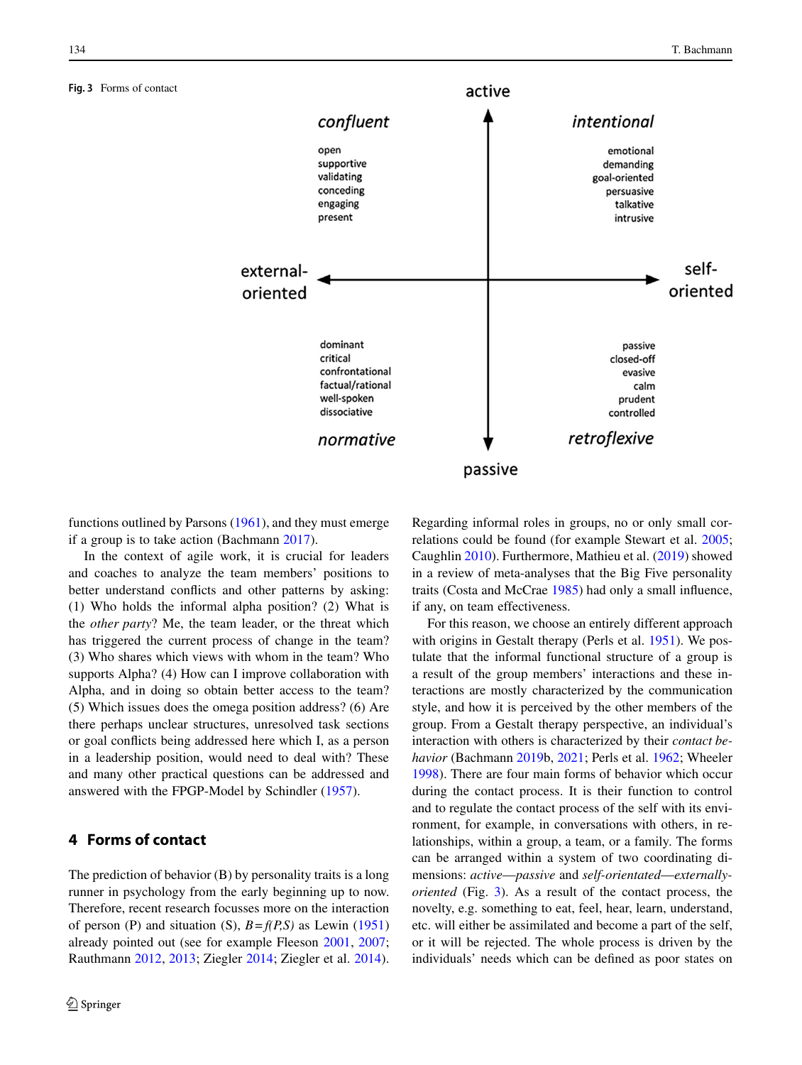Fig. 3 Forms of contact

active

*confluent*

open
supportive
validating
conceding
engaging
present

*intentional*

emotional
demanding
goal-oriented
persuasive
talkative
intrusive

external-oriented

self-oriented

dominant
critical
confrontational
factual/rational
well-spoken
dissociative

*normative*

passive
closed-off
evasive
calm
prudent
controlled

*retroflexive*

passive

functions outlined by Parsons (1961), and they must emerge if a group is to take action (Bachmann 2017).

In the context of agile work, it is crucial for leaders and coaches to analyze the team members' positions to better understand conflicts and other patterns by asking: (1) Who holds the informal alpha position? (2) What is the *other party*? Me, the team leader, or the threat which has triggered the current process of change in the team? (3) Who shares which views with whom in the team? Who supports Alpha? (4) How can I improve collaboration with Alpha, and in doing so obtain better access to the team? (5) Which issues does the omega position address? (6) Are there perhaps unclear structures, unresolved task sections or goal conflicts being addressed here which I, as a person in a leadership position, would need to deal with? These and many other practical questions can be addressed and answered with the FPGP-Model by Schindler (1957).

## 4 Forms of contact

The prediction of behavior (B) by personality traits is a long runner in psychology from the early beginning up to now. Therefore, recent research focusses more on the interaction of person (P) and situation (S), $B = f(P,S)$ as Lewin (1951) already pointed out (see for example Fleeson 2001, 2007; Rauthmann 2012, 2013; Ziegler 2014; Ziegler et al. 2014). Regarding informal roles in groups, no or only small correlations could be found (for example Stewart et al. 2005; Caughlin 2010). Furthermore, Mathieu et al. (2019) showed in a review of meta-analyses that the Big Five personality traits (Costa and McCrae 1985) had only a small influence, if any, on team effectiveness.

For this reason, we choose an entirely different approach with origins in Gestalt therapy (Perls et al. 1951). We postulate that the informal functional structure of a group is a result of the group members' interactions and these interactions are mostly characterized by the communication style, and how it is perceived by the other members of the group. From a Gestalt therapy perspective, an individual's interaction with others is characterized by their *contact behavior* (Bachmann 2019b, 2021; Perls et al. 1962; Wheeler 1998). There are four main forms of behavior which occur during the contact process. It is their function to control and to regulate the contact process of the self with its environment, for example, in conversations with others, in relationships, within a group, a team, or a family. The forms can be arranged within a system of two coordinating dimensions: *active—passive* and *self-orientated—externally-oriented* (Fig. 3). As a result of the contact process, the novelty, e.g. something to eat, feel, hear, learn, understand, etc. will either be assimilated and become a part of the self, or it will be rejected. The whole process is driven by the individuals' needs which can be defined as poor states on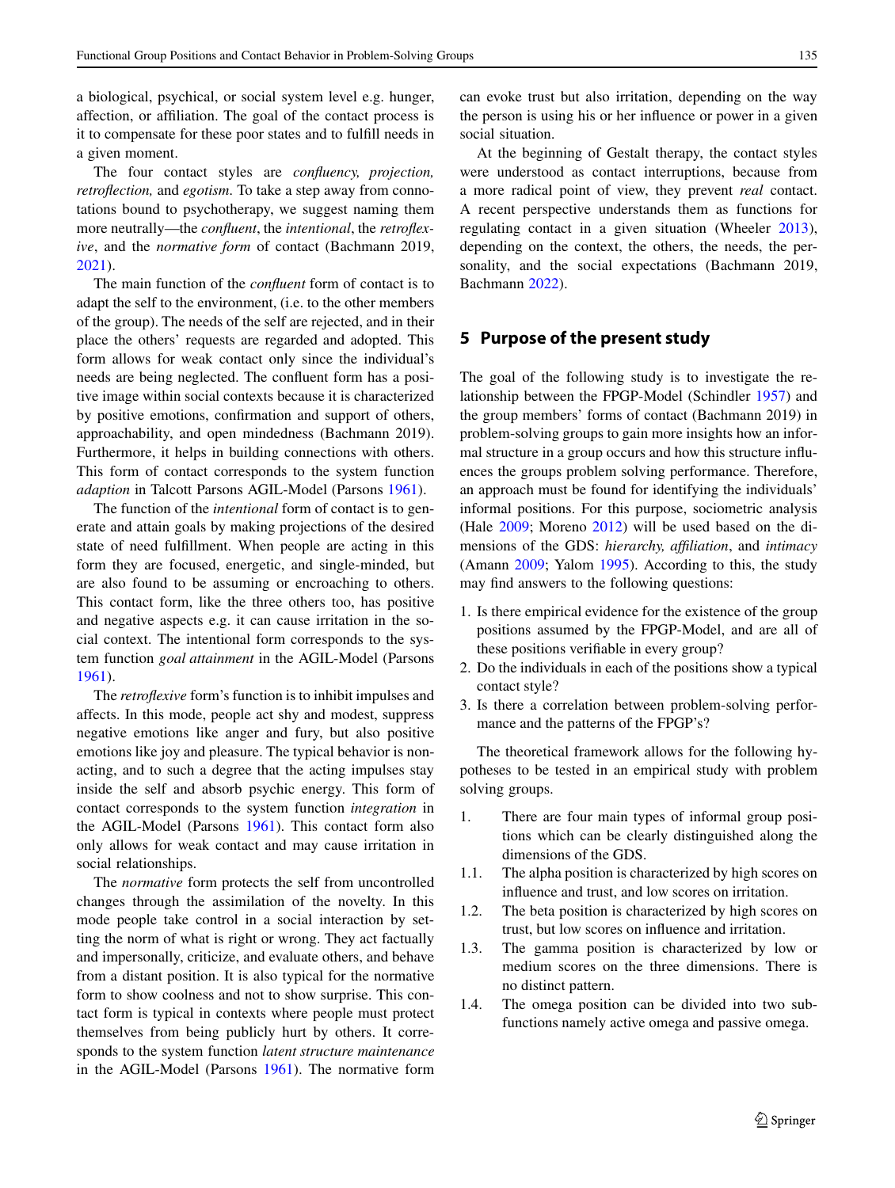a biological, psychical, or social system level e.g. hunger, affection, or affiliation. The goal of the contact process is it to compensate for these poor states and to fulfill needs in a given moment.

The four contact styles are *confluency, projection, retroflection,* and *egotism*. To take a step away from connotations bound to psychotherapy, we suggest naming them more neutrally—the *confluent*, the *intentional*, the *retroflexive*, and the *normative form* of contact (Bachmann 2019, 2021).

The main function of the *confluent* form of contact is to adapt the self to the environment, (i.e. to the other members of the group). The needs of the self are rejected, and in their place the others' requests are regarded and adopted. This form allows for weak contact only since the individual's needs are being neglected. The confluent form has a positive image within social contexts because it is characterized by positive emotions, confirmation and support of others, approachability, and open mindedness (Bachmann 2019). Furthermore, it helps in building connections with others. This form of contact corresponds to the system function *adaption* in Talcott Parsons AGIL-Model (Parsons 1961).

The function of the *intentional* form of contact is to generate and attain goals by making projections of the desired state of need fulfillment. When people are acting in this form they are focused, energetic, and single-minded, but are also found to be assuming or encroaching to others. This contact form, like the three others too, has positive and negative aspects e.g. it can cause irritation in the social context. The intentional form corresponds to the system function *goal attainment* in the AGIL-Model (Parsons 1961).

The *retroflexive* form's function is to inhibit impulses and affects. In this mode, people act shy and modest, suppress negative emotions like anger and fury, but also positive emotions like joy and pleasure. The typical behavior is non-acting, and to such a degree that the acting impulses stay inside the self and absorb psychic energy. This form of contact corresponds to the system function *integration* in the AGIL-Model (Parsons 1961). This contact form also only allows for weak contact and may cause irritation in social relationships.

The *normative* form protects the self from uncontrolled changes through the assimilation of the novelty. In this mode people take control in a social interaction by setting the norm of what is right or wrong. They act factually and impersonally, criticize, and evaluate others, and behave from a distant position. It is also typical for the normative form to show coolness and not to show surprise. This contact form is typical in contexts where people must protect themselves from being publicly hurt by others. It corresponds to the system function *latent structure maintenance* in the AGIL-Model (Parsons 1961). The normative form can evoke trust but also irritation, depending on the way the person is using his or her influence or power in a given social situation.

At the beginning of Gestalt therapy, the contact styles were understood as contact interruptions, because from a more radical point of view, they prevent *real* contact. A recent perspective understands them as functions for regulating contact in a given situation (Wheeler 2013), depending on the context, the others, the needs, the personality, and the social expectations (Bachmann 2019, Bachmann 2022).

## 5 Purpose of the present study

The goal of the following study is to investigate the relationship between the FPGP-Model (Schindler 1957) and the group members' forms of contact (Bachmann 2019) in problem-solving groups to gain more insights how an informal structure in a group occurs and how this structure influences the groups problem solving performance. Therefore, an approach must be found for identifying the individuals' informal positions. For this purpose, sociometric analysis (Hale 2009; Moreno 2012) will be used based on the dimensions of the GDS: *hierarchy, affiliation*, and *intimacy* (Amann 2009; Yalom 1995). According to this, the study may find answers to the following questions:

1. Is there empirical evidence for the existence of the group positions assumed by the FPGP-Model, and are all of these positions verifiable in every group?
2. Do the individuals in each of the positions show a typical contact style?
3. Is there a correlation between problem-solving performance and the patterns of the FPGP's?

The theoretical framework allows for the following hypotheses to be tested in an empirical study with problem solving groups.

1. There are four main types of informal group positions which can be clearly distinguished along the dimensions of the GDS.

1.1. The alpha position is characterized by high scores on influence and trust, and low scores on irritation.

1.2. The beta position is characterized by high scores on trust, but low scores on influence and irritation.

1.3. The gamma position is characterized by low or medium scores on the three dimensions. There is no distinct pattern.

1.4. The omega position can be divided into two subfunctions namely active omega and passive omega.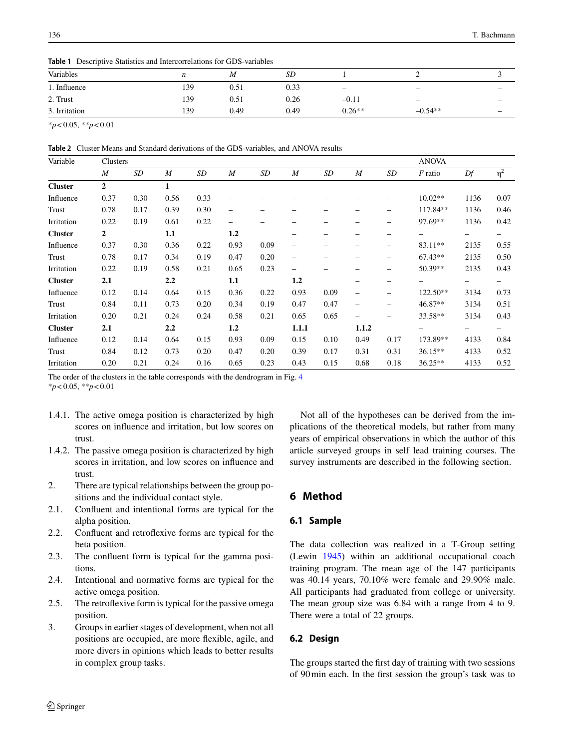**Table 1** Descriptive Statistics and Intercorrelations for GDS-variables

| Variables | *n* | *M* | *SD* | 1 | 2 | 3 |
|---|---|---|---|---|---|---|
| 1. Influence | 139 | 0.51 | 0.33 | – | – | – |
| 2. Trust | 139 | 0.51 | 0.26 | –0.11 | – | – |
| 3. Irritation | 139 | 0.49 | 0.49 | 0.26** | –0.54** | – |

*$p<0.05$, **$p<0.01$

**Table 2** Cluster Means and Standard derivations of the GDS-variables, and ANOVA results

| Variable | Clusters | | | | | | | | | | ANOVA | | |
|---|---|---|---|---|---|---|---|---|---|---|---|---|---|
| | *M* | *SD* | *M* | *SD* | *M* | *SD* | *M* | *SD* | *M* | *SD* | *F* ratio | *Df* | $\eta^2$ |
| **Cluster** | **2** | | **1** | | – | – | – | – | – | – | – | – | – |
| Influence | 0.37 | 0.30 | 0.56 | 0.33 | – | – | – | – | – | – | 10.02** | 1136 | 0.07 |
| Trust | 0.78 | 0.17 | 0.39 | 0.30 | – | – | – | – | – | – | 117.84** | 1136 | 0.46 |
| Irritation | 0.22 | 0.19 | 0.61 | 0.22 | – | – | – | – | – | – | 97.69** | 1136 | 0.42 |
| **Cluster** | **2** | | **1.1** | | **1.2** | | – | – | – | – | – | – | – |
| Influence | 0.37 | 0.30 | 0.36 | 0.22 | 0.93 | 0.09 | – | – | – | – | 83.11** | 2135 | 0.55 |
| Trust | 0.78 | 0.17 | 0.34 | 0.19 | 0.47 | 0.20 | – | – | – | – | 67.43** | 2135 | 0.50 |
| Irritation | 0.22 | 0.19 | 0.58 | 0.21 | 0.65 | 0.23 | – | – | – | – | 50.39** | 2135 | 0.43 |
| **Cluster** | **2.1** | | **2.2** | | **1.1** | | **1.2** | | – | – | – | – | – |
| Influence | 0.12 | 0.14 | 0.64 | 0.15 | 0.36 | 0.22 | 0.93 | 0.09 | – | – | 122.50** | 3134 | 0.73 |
| Trust | 0.84 | 0.11 | 0.73 | 0.20 | 0.34 | 0.19 | 0.47 | 0.47 | – | – | 46.87** | 3134 | 0.51 |
| Irritation | 0.20 | 0.21 | 0.24 | 0.24 | 0.58 | 0.21 | 0.65 | 0.65 | – | – | 33.58** | 3134 | 0.43 |
| **Cluster** | **2.1** | | **2.2** | | **1.2** | | **1.1.1** | | **1.1.2** | | – | – | – |
| Influence | 0.12 | 0.14 | 0.64 | 0.15 | 0.93 | 0.09 | 0.15 | 0.10 | 0.49 | 0.17 | 173.89** | 4133 | 0.84 |
| Trust | 0.84 | 0.12 | 0.73 | 0.20 | 0.47 | 0.20 | 0.39 | 0.17 | 0.31 | 0.31 | 36.15** | 4133 | 0.52 |
| Irritation | 0.20 | 0.21 | 0.24 | 0.16 | 0.65 | 0.23 | 0.43 | 0.15 | 0.68 | 0.18 | 36.25** | 4133 | 0.52 |

The order of the clusters in the table corresponds with the dendrogram in Fig. 4

*$p<0.05$, **$p<0.01$

1.4.1. The active omega position is characterized by high scores on influence and irritation, but low scores on trust.

1.4.2. The passive omega position is characterized by high scores in irritation, and low scores on influence and trust.

2. There are typical relationships between the group positions and the individual contact style.

2.1. Confluent and intentional forms are typical for the alpha position.

2.2. Confluent and retroflexive forms are typical for the beta position.

2.3. The confluent form is typical for the gamma positions.

2.4. Intentional and normative forms are typical for the active omega position.

2.5. The retroflexive form is typical for the passive omega position.

3. Groups in earlier stages of development, when not all positions are occupied, are more flexible, agile, and more divers in opinions which leads to better results in complex group tasks.

Not all of the hypotheses can be derived from the implications of the theoretical models, but rather from many years of empirical observations in which the author of this article surveyed groups in self lead training courses. The survey instruments are described in the following section.

## 6 Method

### 6.1 Sample

The data collection was realized in a T-Group setting (Lewin 1945) within an additional occupational coach training program. The mean age of the 147 participants was 40.14 years, 70.10% were female and 29.90% male. All participants had graduated from college or university. The mean group size was 6.84 with a range from 4 to 9. There were a total of 22 groups.

### 6.2 Design

The groups started the first day of training with two sessions of 90 min each. In the first session the group's task was to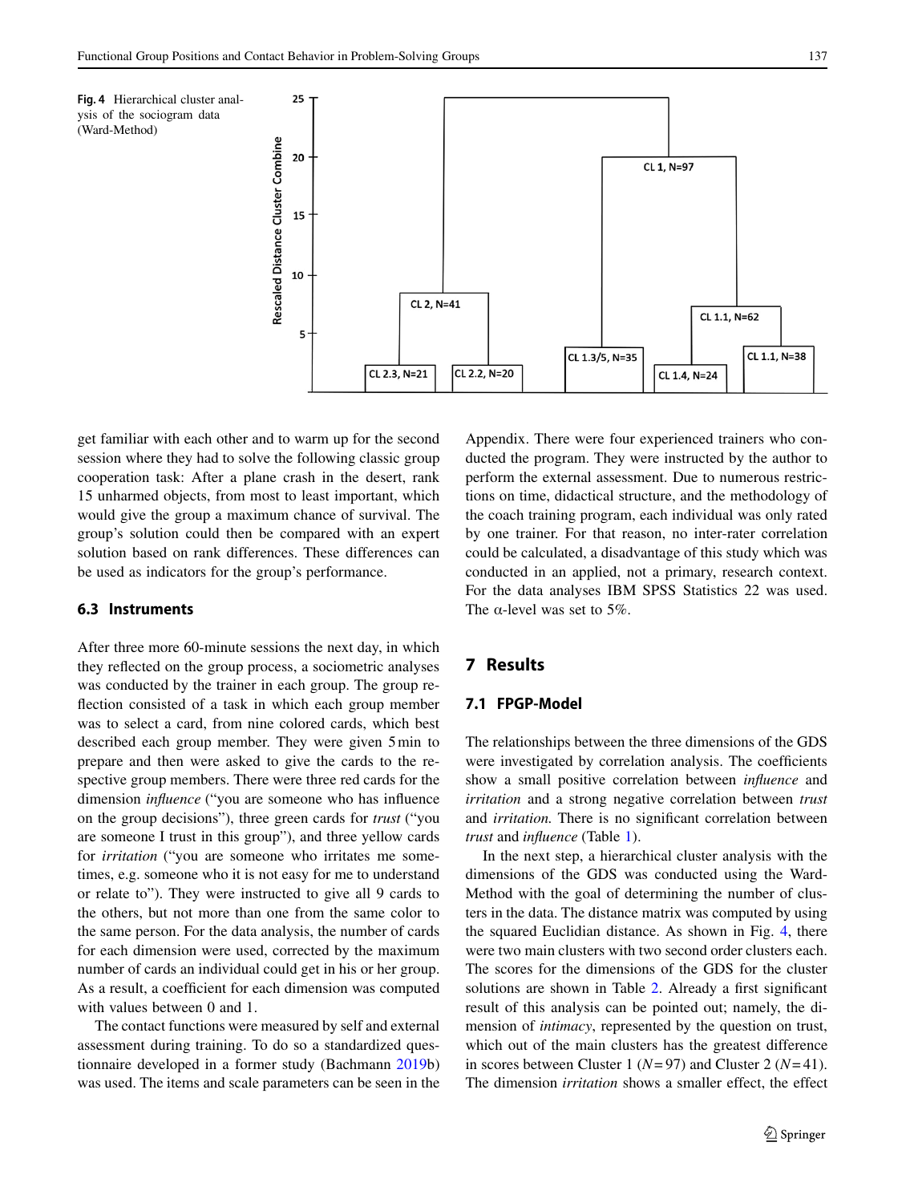**Fig. 4** Hierarchical cluster analysis of the sociogram data (Ward-Method)

get familiar with each other and to warm up for the second session where they had to solve the following classic group cooperation task: After a plane crash in the desert, rank 15 unharmed objects, from most to least important, which would give the group a maximum chance of survival. The group's solution could then be compared with an expert solution based on rank differences. These differences can be used as indicators for the group's performance.

### 6.3 Instruments

After three more 60-minute sessions the next day, in which they reflected on the group process, a sociometric analyses was conducted by the trainer in each group. The group reflection consisted of a task in which each group member was to select a card, from nine colored cards, which best described each group member. They were given 5 min to prepare and then were asked to give the cards to the respective group members. There were three red cards for the dimension *influence* ("you are someone who has influence on the group decisions"), three green cards for *trust* ("you are someone I trust in this group"), and three yellow cards for *irritation* ("you are someone who irritates me sometimes, e.g. someone who it is not easy for me to understand or relate to"). They were instructed to give all 9 cards to the others, but not more than one from the same color to the same person. For the data analysis, the number of cards for each dimension were used, corrected by the maximum number of cards an individual could get in his or her group. As a result, a coefficient for each dimension was computed with values between 0 and 1.

The contact functions were measured by self and external assessment during training. To do so a standardized questionnaire developed in a former study (Bachmann 2019b) was used. The items and scale parameters can be seen in the Appendix. There were four experienced trainers who conducted the program. They were instructed by the author to perform the external assessment. Due to numerous restrictions on time, didactical structure, and the methodology of the coach training program, each individual was only rated by one trainer. For that reason, no inter-rater correlation could be calculated, a disadvantage of this study which was conducted in an applied, not a primary, research context. For the data analyses IBM SPSS Statistics 22 was used. The α-level was set to 5%.

## 7 Results

### 7.1 FPGP-Model

The relationships between the three dimensions of the GDS were investigated by correlation analysis. The coefficients show a small positive correlation between *influence* and *irritation* and a strong negative correlation between *trust* and *irritation.* There is no significant correlation between *trust* and *influence* (Table 1).

In the next step, a hierarchical cluster analysis with the dimensions of the GDS was conducted using the Ward-Method with the goal of determining the number of clusters in the data. The distance matrix was computed by using the squared Euclidian distance. As shown in Fig. 4, there were two main clusters with two second order clusters each. The scores for the dimensions of the GDS for the cluster solutions are shown in Table 2. Already a first significant result of this analysis can be pointed out; namely, the dimension of *intimacy*, represented by the question on trust, which out of the main clusters has the greatest difference in scores between Cluster 1 ($N = 97$) and Cluster 2 ($N = 41$). The dimension *irritation* shows a smaller effect, the effect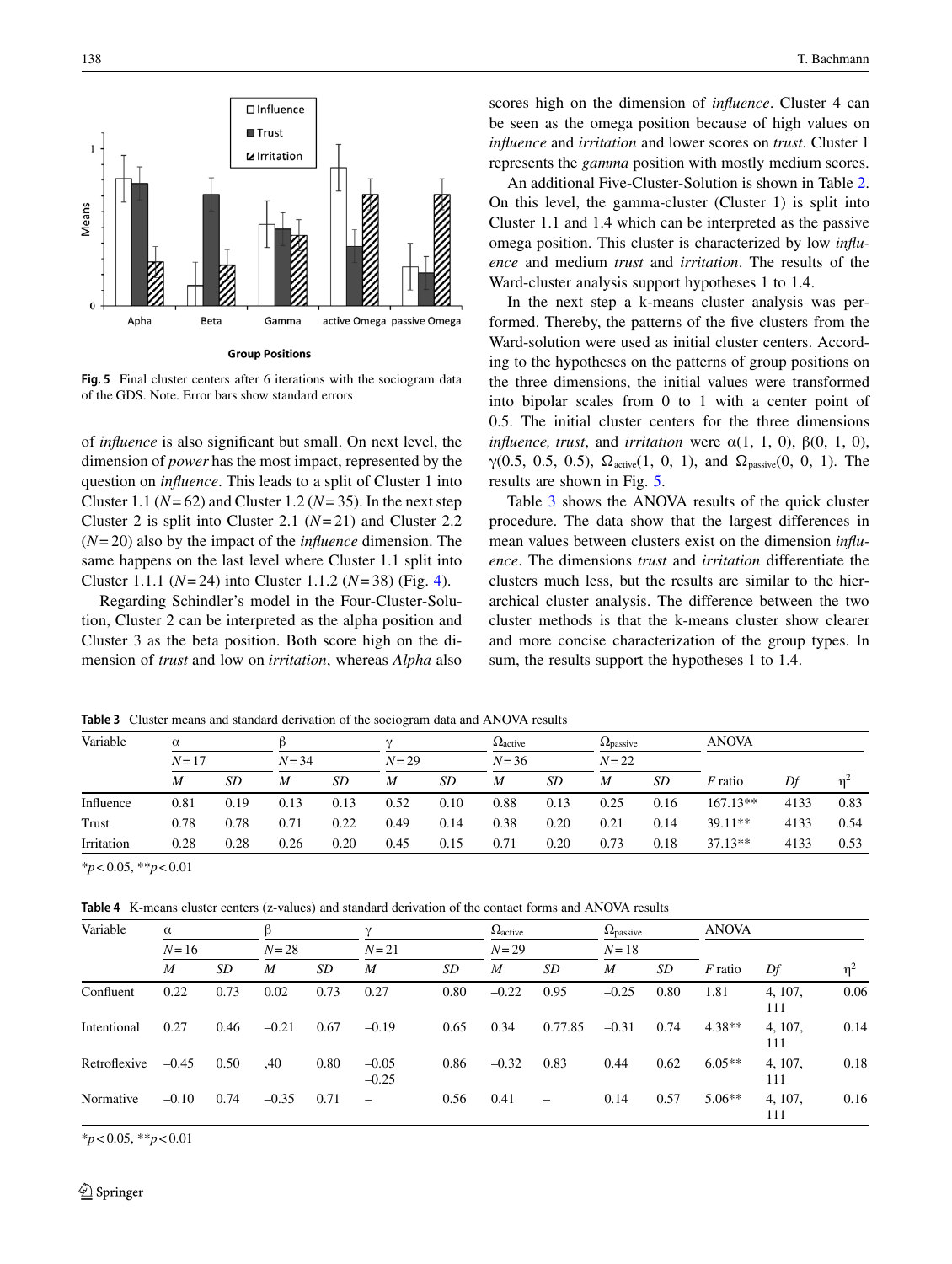Fig. 5 Final cluster centers after 6 iterations with the sociogram data of the GDS. Note. Error bars show standard errors

of *influence* is also significant but small. On next level, the dimension of *power* has the most impact, represented by the question on *influence*. This leads to a split of Cluster 1 into Cluster 1.1 (*N*=62) and Cluster 1.2 (*N*=35). In the next step Cluster 2 is split into Cluster 2.1 (*N*=21) and Cluster 2.2 (*N*=20) also by the impact of the *influence* dimension. The same happens on the last level where Cluster 1.1 split into Cluster 1.1.1 (*N*=24) into Cluster 1.1.2 (*N*=38) (Fig. 4).

Regarding Schindler's model in the Four-Cluster-Solution, Cluster 2 can be interpreted as the alpha position and Cluster 3 as the beta position. Both score high on the dimension of *trust* and low on *irritation*, whereas *Alpha* also scores high on the dimension of *influence*. Cluster 4 can be seen as the omega position because of high values on *influence* and *irritation* and lower scores on *trust*. Cluster 1 represents the *gamma* position with mostly medium scores.

An additional Five-Cluster-Solution is shown in Table 2. On this level, the gamma-cluster (Cluster 1) is split into Cluster 1.1 and 1.4 which can be interpreted as the passive omega position. This cluster is characterized by low *influence* and medium *trust* and *irritation*. The results of the Ward-cluster analysis support hypotheses 1 to 1.4.

In the next step a k-means cluster analysis was performed. Thereby, the patterns of the five clusters from the Ward-solution were used as initial cluster centers. According to the hypotheses on the patterns of group positions on the three dimensions, the initial values were transformed into bipolar scales from 0 to 1 with a center point of 0.5. The initial cluster centers for the three dimensions *influence, trust*, and *irritation* were α(1, 1, 0), β(0, 1, 0), γ(0.5, 0.5, 0.5), $\Omega_{active}$(1, 0, 1), and $\Omega_{passive}$(0, 0, 1). The results are shown in Fig. 5.

Table 3 shows the ANOVA results of the quick cluster procedure. The data show that the largest differences in mean values between clusters exist on the dimension *influence*. The dimensions *trust* and *irritation* differentiate the clusters much less, but the results are similar to the hierarchical cluster analysis. The difference between the two cluster methods is that the k-means cluster show clearer and more concise characterization of the group types. In sum, the results support the hypotheses 1 to 1.4.

**Table 3** Cluster means and standard derivation of the sociogram data and ANOVA results

| Variable | α | | β | | γ | | $\Omega_{active}$ | | $\Omega_{passive}$ | | ANOVA | | |
|---|---|---|---|---|---|---|---|---|---|---|---|---|---|
| | *N*=17 | | *N*=34 | | *N*=29 | | *N*=36 | | *N*=22 | | | | |
| | *M* | *SD* | *M* | *SD* | *M* | *SD* | *M* | *SD* | *M* | *SD* | *F* ratio | *Df* | $\eta^2$ |
| Influence | 0.81 | 0.19 | 0.13 | 0.13 | 0.52 | 0.10 | 0.88 | 0.13 | 0.25 | 0.16 | 167.13** | 4133 | 0.83 |
| Trust | 0.78 | 0.78 | 0.71 | 0.22 | 0.49 | 0.14 | 0.38 | 0.20 | 0.21 | 0.14 | 39.11** | 4133 | 0.54 |
| Irritation | 0.28 | 0.28 | 0.26 | 0.20 | 0.45 | 0.15 | 0.71 | 0.20 | 0.73 | 0.18 | 37.13** | 4133 | 0.53 |

*$p<0.05$, **$p<0.01$

**Table 4** K-means cluster centers (z-values) and standard derivation of the contact forms and ANOVA results

| Variable | α | | β | | γ | | $\Omega_{active}$ | | $\Omega_{passive}$ | | ANOVA | | |
|---|---|---|---|---|---|---|---|---|---|---|---|---|---|
| | *N*=16 | | *N*=28 | | *N*=21 | | *N*=29 | | *N*=18 | | | | |
| | *M* | *SD* | *M* | *SD* | *M* | *SD* | *M* | *SD* | *M* | *SD* | *F* ratio | *Df* | $\eta^2$ |
| Confluent | 0.22 | 0.73 | 0.02 | 0.73 | 0.27 | 0.80 | −0.22 | 0.95 | −0.25 | 0.80 | 1.81 | 4, 107, 111 | 0.06 |
| Intentional | 0.27 | 0.46 | −0.21 | 0.67 | −0.19 | 0.65 | 0.34 | 0.77.85 | −0.31 | 0.74 | 4.38** | 4, 107, 111 | 0.14 |
| Retroflexive | −0.45 | 0.50 | ,40 | 0.80 | −0.05 −0.25 | 0.86 | −0.32 | 0.83 | 0.44 | 0.62 | 6.05** | 4, 107, 111 | 0.18 |
| Normative | −0.10 | 0.74 | −0.35 | 0.71 | – | 0.56 | 0.41 | – | 0.14 | 0.57 | 5.06** | 4, 107, 111 | 0.16 |

*$p<0.05$, **$p<0.01$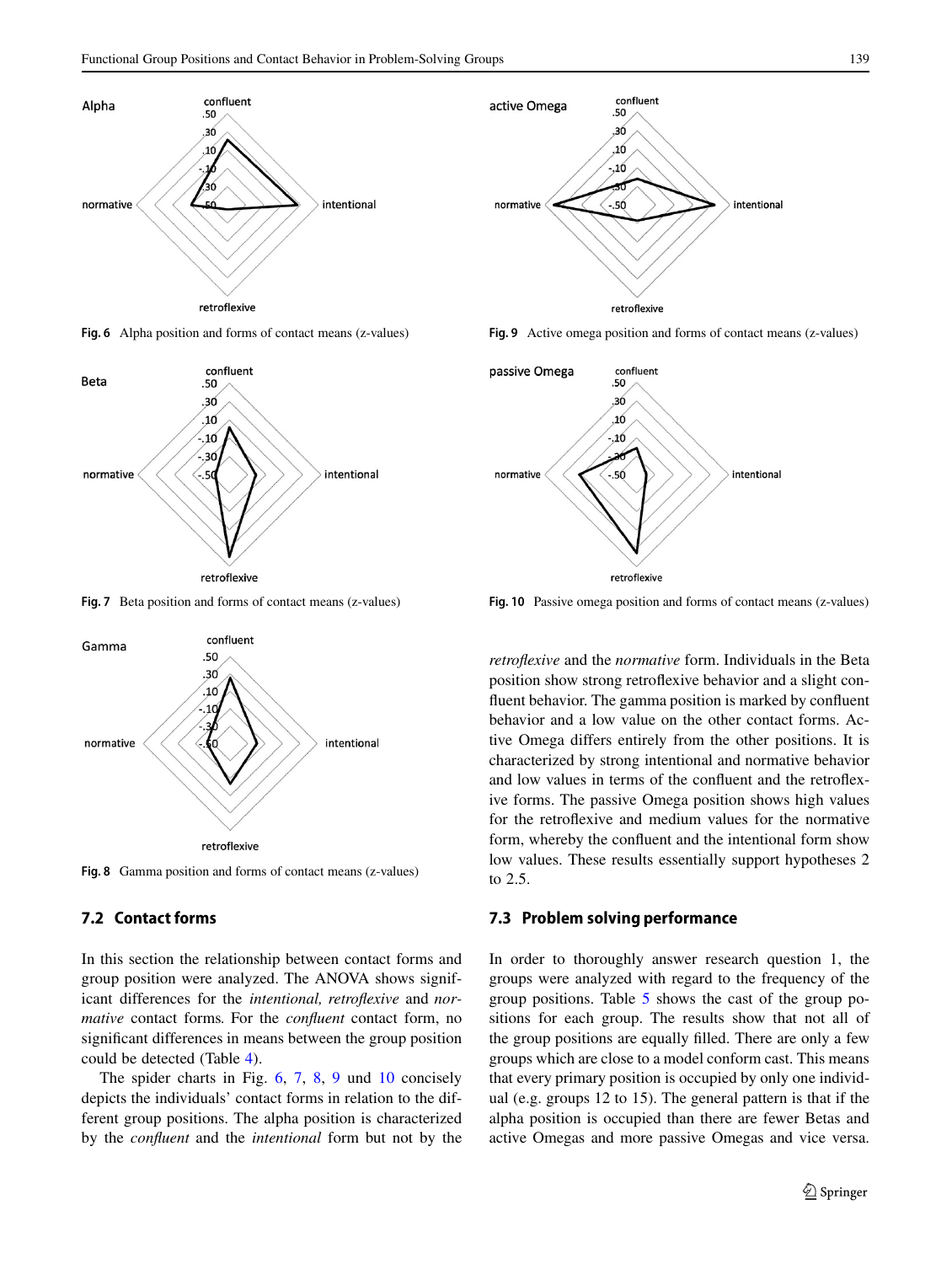Fig. 6 Alpha position and forms of contact means (z-values)

Fig. 7 Beta position and forms of contact means (z-values)

Fig. 8 Gamma position and forms of contact means (z-values)

Fig. 9 Active omega position and forms of contact means (z-values)

Fig. 10 Passive omega position and forms of contact means (z-values)

## 7.2 Contact forms

In this section the relationship between contact forms and group position were analyzed. The ANOVA shows significant differences for the *intentional, retroflexive* and *normative* contact forms. For the *confluent* contact form, no significant differences in means between the group position could be detected (Table 4).

The spider charts in Fig. 6, 7, 8, 9 und 10 concisely depicts the individuals' contact forms in relation to the different group positions. The alpha position is characterized by the *confluent* and the *intentional* form but not by the *retroflexive* and the *normative* form. Individuals in the Beta position show strong retroflexive behavior and a slight confluent behavior. The gamma position is marked by confluent behavior and a low value on the other contact forms. Active Omega differs entirely from the other positions. It is characterized by strong intentional and normative behavior and low values in terms of the confluent and the retroflexive forms. The passive Omega position shows high values for the retroflexive and medium values for the normative form, whereby the confluent and the intentional form show low values. These results essentially support hypotheses 2 to 2.5.

## 7.3 Problem solving performance

In order to thoroughly answer research question 1, the groups were analyzed with regard to the frequency of the group positions. Table 5 shows the cast of the group positions for each group. The results show that not all of the group positions are equally filled. There are only a few groups which are close to a model conform cast. This means that every primary position is occupied by only one individual (e.g. groups 12 to 15). The general pattern is that if the alpha position is occupied than there are fewer Betas and active Omegas and more passive Omegas and vice versa.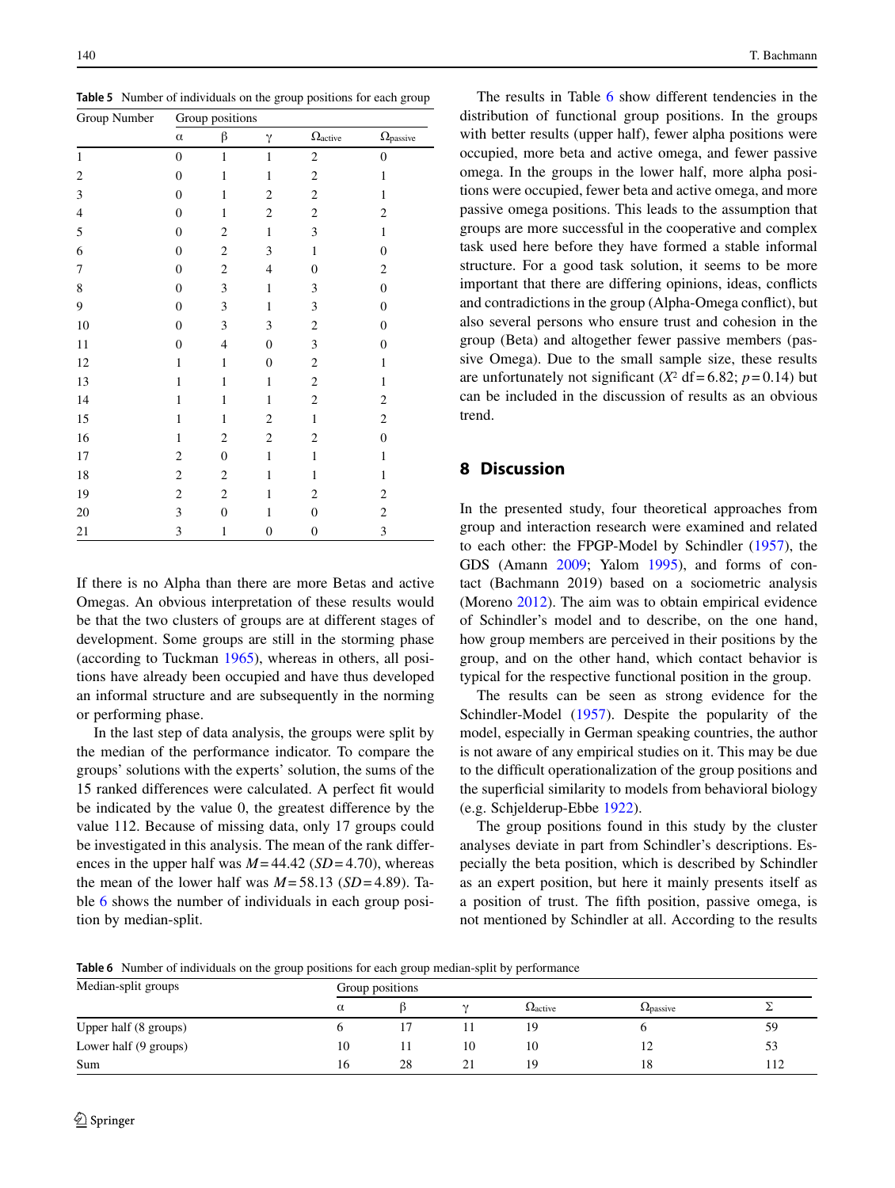**Table 5** Number of individuals on the group positions for each group

| Group Number | Group positions | | | | |
|---|---|---|---|---|---|
| | α | β | γ | $\Omega_{active}$ | $\Omega_{passive}$ |
| 1 | 0 | 1 | 1 | 2 | 0 |
| 2 | 0 | 1 | 1 | 2 | 1 |
| 3 | 0 | 1 | 2 | 2 | 1 |
| 4 | 0 | 1 | 2 | 2 | 2 |
| 5 | 0 | 2 | 1 | 3 | 1 |
| 6 | 0 | 2 | 3 | 1 | 0 |
| 7 | 0 | 2 | 4 | 0 | 2 |
| 8 | 0 | 3 | 1 | 3 | 0 |
| 9 | 0 | 3 | 1 | 3 | 0 |
| 10 | 0 | 3 | 3 | 2 | 0 |
| 11 | 0 | 4 | 0 | 3 | 0 |
| 12 | 1 | 1 | 0 | 2 | 1 |
| 13 | 1 | 1 | 1 | 2 | 1 |
| 14 | 1 | 1 | 1 | 2 | 2 |
| 15 | 1 | 1 | 2 | 1 | 2 |
| 16 | 1 | 2 | 2 | 2 | 0 |
| 17 | 2 | 0 | 1 | 1 | 1 |
| 18 | 2 | 2 | 1 | 1 | 1 |
| 19 | 2 | 2 | 1 | 2 | 2 |
| 20 | 3 | 0 | 1 | 0 | 2 |
| 21 | 3 | 1 | 0 | 0 | 3 |

If there is no Alpha than there are more Betas and active Omegas. An obvious interpretation of these results would be that the two clusters of groups are at different stages of development. Some groups are still in the storming phase (according to Tuckman 1965), whereas in others, all positions have already been occupied and have thus developed an informal structure and are subsequently in the norming or performing phase.

In the last step of data analysis, the groups were split by the median of the performance indicator. To compare the groups' solutions with the experts' solution, the sums of the 15 ranked differences were calculated. A perfect fit would be indicated by the value 0, the greatest difference by the value 112. Because of missing data, only 17 groups could be investigated in this analysis. The mean of the rank differences in the upper half was $M = 44.42$ ($SD = 4.70$), whereas the mean of the lower half was $M = 58.13$ ($SD = 4.89$). Table 6 shows the number of individuals in each group position by median-split.

The results in Table 6 show different tendencies in the distribution of functional group positions. In the groups with better results (upper half), fewer alpha positions were occupied, more beta and active omega, and fewer passive omega. In the groups in the lower half, more alpha positions were occupied, fewer beta and active omega, and more passive omega positions. This leads to the assumption that groups are more successful in the cooperative and complex task used here before they have formed a stable informal structure. For a good task solution, it seems to be more important that there are differing opinions, ideas, conflicts and contradictions in the group (Alpha-Omega conflict), but also several persons who ensure trust and cohesion in the group (Beta) and altogether fewer passive members (passive Omega). Due to the small sample size, these results are unfortunately not significant ($X^2$ df = 6.82; $p = 0.14$) but can be included in the discussion of results as an obvious trend.

## 8 Discussion

In the presented study, four theoretical approaches from group and interaction research were examined and related to each other: the FPGP-Model by Schindler (1957), the GDS (Amann 2009; Yalom 1995), and forms of contact (Bachmann 2019) based on a sociometric analysis (Moreno 2012). The aim was to obtain empirical evidence of Schindler's model and to describe, on the one hand, how group members are perceived in their positions by the group, and on the other hand, which contact behavior is typical for the respective functional position in the group.

The results can be seen as strong evidence for the Schindler-Model (1957). Despite the popularity of the model, especially in German speaking countries, the author is not aware of any empirical studies on it. This may be due to the difficult operationalization of the group positions and the superficial similarity to models from behavioral biology (e.g. Schjelderup-Ebbe 1922).

The group positions found in this study by the cluster analyses deviate in part from Schindler's descriptions. Especially the beta position, which is described by Schindler as an expert position, but here it mainly presents itself as a position of trust. The fifth position, passive omega, is not mentioned by Schindler at all. According to the results

**Table 6** Number of individuals on the group positions for each group median-split by performance

| Median-split groups | Group positions | | | | | |
|---|---|---|---|---|---|---|
| | α | β | γ | $\Omega_{active}$ | $\Omega_{passive}$ | Σ |
| Upper half (8 groups) | 6 | 17 | 11 | 19 | 6 | 59 |
| Lower half (9 groups) | 10 | 11 | 10 | 10 | 12 | 53 |
| Sum | 16 | 28 | 21 | 19 | 18 | 112 |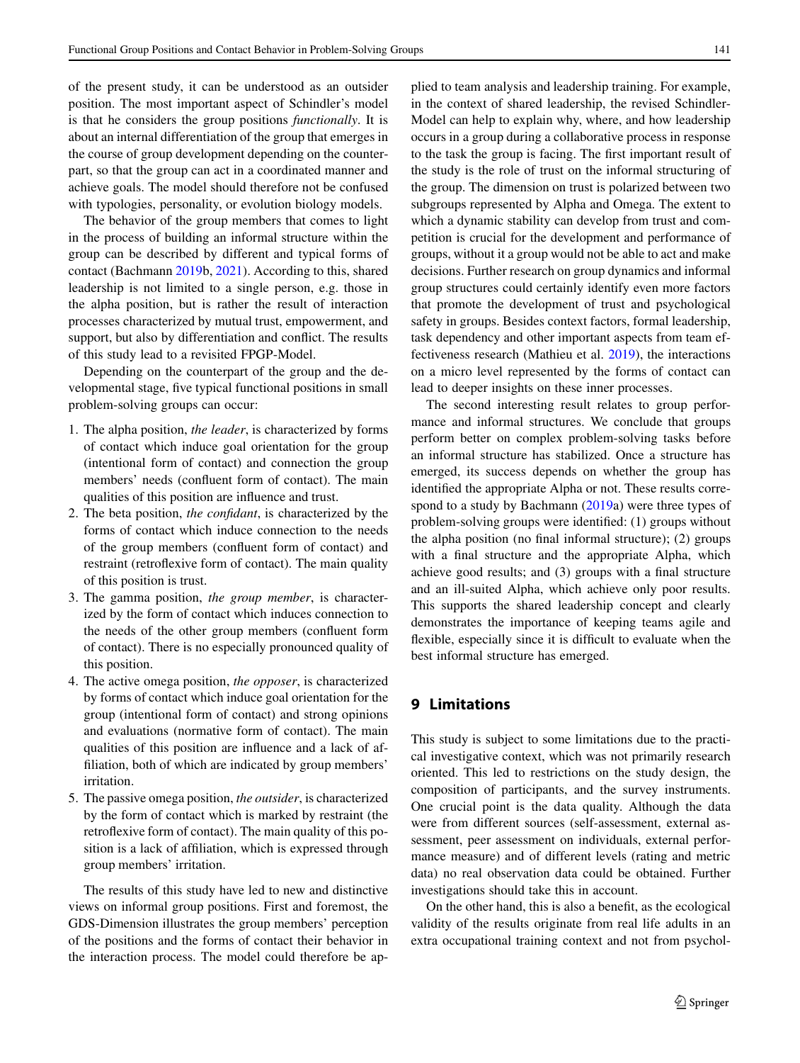of the present study, it can be understood as an outsider position. The most important aspect of Schindler's model is that he considers the group positions *functionally*. It is about an internal differentiation of the group that emerges in the course of group development depending on the counterpart, so that the group can act in a coordinated manner and achieve goals. The model should therefore not be confused with typologies, personality, or evolution biology models.

The behavior of the group members that comes to light in the process of building an informal structure within the group can be described by different and typical forms of contact (Bachmann 2019b, 2021). According to this, shared leadership is not limited to a single person, e.g. those in the alpha position, but is rather the result of interaction processes characterized by mutual trust, empowerment, and support, but also by differentiation and conflict. The results of this study lead to a revisited FPGP-Model.

Depending on the counterpart of the group and the developmental stage, five typical functional positions in small problem-solving groups can occur:

1. The alpha position, *the leader*, is characterized by forms of contact which induce goal orientation for the group (intentional form of contact) and connection the group members' needs (confluent form of contact). The main qualities of this position are influence and trust.
2. The beta position, *the confidant*, is characterized by the forms of contact which induce connection to the needs of the group members (confluent form of contact) and restraint (retroflexive form of contact). The main quality of this position is trust.
3. The gamma position, *the group member*, is characterized by the form of contact which induces connection to the needs of the other group members (confluent form of contact). There is no especially pronounced quality of this position.
4. The active omega position, *the opposer*, is characterized by forms of contact which induce goal orientation for the group (intentional form of contact) and strong opinions and evaluations (normative form of contact). The main qualities of this position are influence and a lack of affiliation, both of which are indicated by group members' irritation.
5. The passive omega position, *the outsider*, is characterized by the form of contact which is marked by restraint (the retroflexive form of contact). The main quality of this position is a lack of affiliation, which is expressed through group members' irritation.

The results of this study have led to new and distinctive views on informal group positions. First and foremost, the GDS-Dimension illustrates the group members' perception of the positions and the forms of contact their behavior in the interaction process. The model could therefore be applied to team analysis and leadership training. For example, in the context of shared leadership, the revised Schindler-Model can help to explain why, where, and how leadership occurs in a group during a collaborative process in response to the task the group is facing. The first important result of the study is the role of trust on the informal structuring of the group. The dimension on trust is polarized between two subgroups represented by Alpha and Omega. The extent to which a dynamic stability can develop from trust and competition is crucial for the development and performance of groups, without it a group would not be able to act and make decisions. Further research on group dynamics and informal group structures could certainly identify even more factors that promote the development of trust and psychological safety in groups. Besides context factors, formal leadership, task dependency and other important aspects from team effectiveness research (Mathieu et al. 2019), the interactions on a micro level represented by the forms of contact can lead to deeper insights on these inner processes.

The second interesting result relates to group performance and informal structures. We conclude that groups perform better on complex problem-solving tasks before an informal structure has stabilized. Once a structure has emerged, its success depends on whether the group has identified the appropriate Alpha or not. These results correspond to a study by Bachmann (2019a) were three types of problem-solving groups were identified: (1) groups without the alpha position (no final informal structure); (2) groups with a final structure and the appropriate Alpha, which achieve good results; and (3) groups with a final structure and an ill-suited Alpha, which achieve only poor results. This supports the shared leadership concept and clearly demonstrates the importance of keeping teams agile and flexible, especially since it is difficult to evaluate when the best informal structure has emerged.

## 9 Limitations

This study is subject to some limitations due to the practical investigative context, which was not primarily research oriented. This led to restrictions on the study design, the composition of participants, and the survey instruments. One crucial point is the data quality. Although the data were from different sources (self-assessment, external assessment, peer assessment on individuals, external performance measure) and of different levels (rating and metric data) no real observation data could be obtained. Further investigations should take this in account.

On the other hand, this is also a benefit, as the ecological validity of the results originate from real life adults in an extra occupational training context and not from psychol-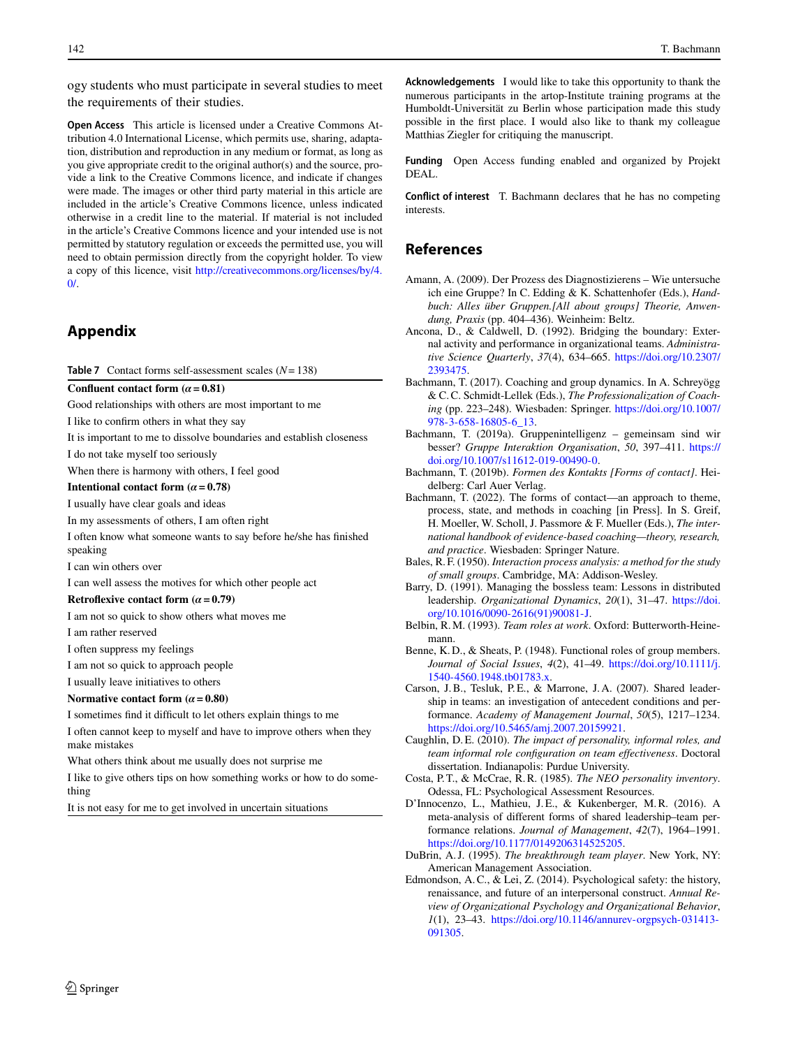ogy students who must participate in several studies to meet the requirements of their studies.

**Open Access** This article is licensed under a Creative Commons Attribution 4.0 International License, which permits use, sharing, adaptation, distribution and reproduction in any medium or format, as long as you give appropriate credit to the original author(s) and the source, provide a link to the Creative Commons licence, and indicate if changes were made. The images or other third party material in this article are included in the article's Creative Commons licence, unless indicated otherwise in a credit line to the material. If material is not included in the article's Creative Commons licence and your intended use is not permitted by statutory regulation or exceeds the permitted use, you will need to obtain permission directly from the copyright holder. To view a copy of this licence, visit http://creativecommons.org/licenses/by/4.0/.

## Appendix

**Table 7** Contact forms self-assessment scales ($N = 138$)

| |
|---|
| **Confluent contact form ($\alpha = 0.81$)** |
| Good relationships with others are most important to me |
| I like to confirm others in what they say |
| It is important to me to dissolve boundaries and establish closeness |
| I do not take myself too seriously |
| When there is harmony with others, I feel good |
| **Intentional contact form ($\alpha = 0.78$)** |
| I usually have clear goals and ideas |
| In my assessments of others, I am often right |
| I often know what someone wants to say before he/she has finished speaking |
| I can win others over |
| I can well assess the motives for which other people act |
| **Retroflexive contact form ($\alpha = 0.79$)** |
| I am not so quick to show others what moves me |
| I am rather reserved |
| I often suppress my feelings |
| I am not so quick to approach people |
| I usually leave initiatives to others |
| **Normative contact form ($\alpha = 0.80$)** |
| I sometimes find it difficult to let others explain things to me |
| I often cannot keep to myself and have to improve others when they make mistakes |
| What others think about me usually does not surprise me |
| I like to give others tips on how something works or how to do something |
| It is not easy for me to get involved in uncertain situations |

**Acknowledgements** I would like to take this opportunity to thank the numerous participants in the artop-Institute training programs at the Humboldt-Universität zu Berlin whose participation made this study possible in the first place. I would also like to thank my colleague Matthias Ziegler for critiquing the manuscript.

**Funding** Open Access funding enabled and organized by Projekt DEAL.

**Conflict of interest** T. Bachmann declares that he has no competing interests.

## References

Amann, A. (2009). Der Prozess des Diagnostizierens – Wie untersuche ich eine Gruppe? In C. Edding & K. Schattenhofer (Eds.), *Handbuch: Alles über Gruppen.[All about groups] Theorie, Anwendung, Praxis* (pp. 404–436). Weinheim: Beltz.

Ancona, D., & Caldwell, D. (1992). Bridging the boundary: External activity and performance in organizational teams. *Administrative Science Quarterly*, *37*(4), 634–665. https://doi.org/10.2307/2393475.

Bachmann, T. (2017). Coaching and group dynamics. In A. Schreyögg & C. C. Schmidt-Lellek (Eds.), *The Professionalization of Coaching* (pp. 223–248). Wiesbaden: Springer. https://doi.org/10.1007/978-3-658-16805-6_13.

Bachmann, T. (2019a). Gruppenintelligenz – gemeinsam sind wir besser? *Gruppe Interaktion Organisation*, *50*, 397–411. https://doi.org/10.1007/s11612-019-00490-0.

Bachmann, T. (2019b). *Formen des Kontakts [Forms of contact]*. Heidelberg: Carl Auer Verlag.

Bachmann, T. (2022). The forms of contact—an approach to theme, process, state, and methods in coaching [in Press]. In S. Greif, H. Moeller, W. Scholl, J. Passmore & F. Mueller (Eds.), *The international handbook of evidence-based coaching—theory, research, and practice*. Wiesbaden: Springer Nature.

Bales, R. F. (1950). *Interaction process analysis: a method for the study of small groups*. Cambridge, MA: Addison-Wesley.

Barry, D. (1991). Managing the bossless team: Lessons in distributed leadership. *Organizational Dynamics*, *20*(1), 31–47. https://doi.org/10.1016/0090-2616(91)90081-J.

Belbin, R. M. (1993). *Team roles at work*. Oxford: Butterworth-Heinemann.

Benne, K. D., & Sheats, P. (1948). Functional roles of group members. *Journal of Social Issues*, *4*(2), 41–49. https://doi.org/10.1111/j.1540-4560.1948.tb01783.x.

Carson, J. B., Tesluk, P. E., & Marrone, J. A. (2007). Shared leadership in teams: an investigation of antecedent conditions and performance. *Academy of Management Journal*, *50*(5), 1217–1234. https://doi.org/10.5465/amj.2007.20159921.

Caughlin, D. E. (2010). *The impact of personality, informal roles, and team informal role configuration on team effectiveness*. Doctoral dissertation. Indianapolis: Purdue University.

Costa, P. T., & McCrae, R. R. (1985). *The NEO personality inventory*. Odessa, FL: Psychological Assessment Resources.

D'Innocenzo, L., Mathieu, J. E., & Kukenberger, M. R. (2016). A meta-analysis of different forms of shared leadership–team performance relations. *Journal of Management*, *42*(7), 1964–1991. https://doi.org/10.1177/0149206314525205.

DuBrin, A. J. (1995). *The breakthrough team player*. New York, NY: American Management Association.

Edmondson, A. C., & Lei, Z. (2014). Psychological safety: the history, renaissance, and future of an interpersonal construct. *Annual Review of Organizational Psychology and Organizational Behavior*, *1*(1), 23–43. https://doi.org/10.1146/annurev-orgpsych-031413-091305.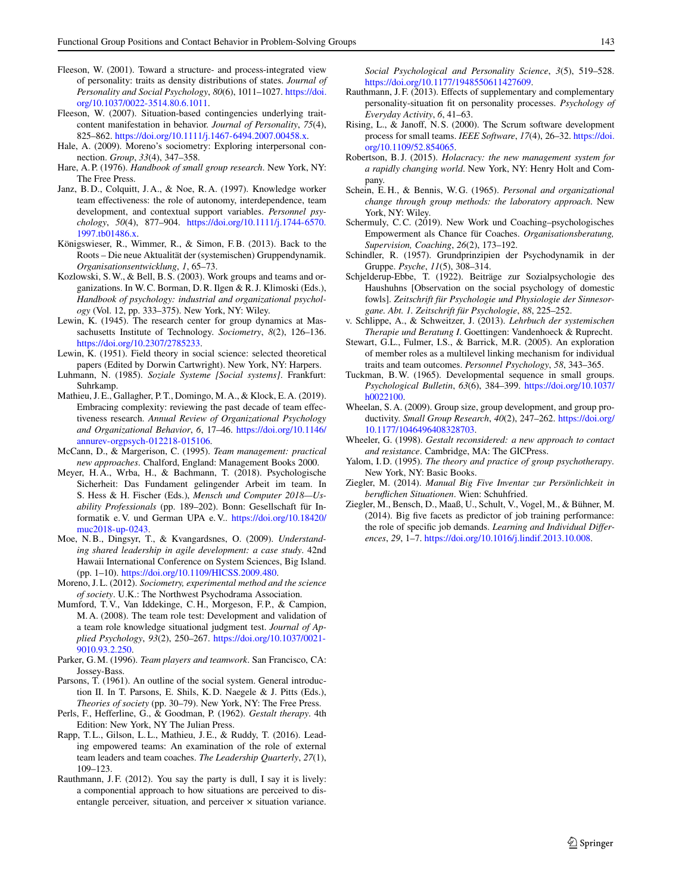Fleeson, W. (2001). Toward a structure- and process-integrated view of personality: traits as density distributions of states. *Journal of Personality and Social Psychology*, *80*(6), 1011–1027. https://doi.org/10.1037/0022-3514.80.6.1011.

Fleeson, W. (2007). Situation-based contingencies underlying trait-content manifestation in behavior. *Journal of Personality*, *75*(4), 825–862. https://doi.org/10.1111/j.1467-6494.2007.00458.x.

Hale, A. (2009). Moreno's sociometry: Exploring interpersonal connection. *Group*, *33*(4), 347–358.

Hare, A. P. (1976). *Handbook of small group research*. New York, NY: The Free Press.

Janz, B. D., Colquitt, J. A., & Noe, R. A. (1997). Knowledge worker team effectiveness: the role of autonomy, interdependence, team development, and contextual support variables. *Personnel psychology*, *50*(4), 877–904. https://doi.org/10.1111/j.1744-6570.1997.tb01486.x.

Königswieser, R., Wimmer, R., & Simon, F. B. (2013). Back to the Roots – Die neue Aktualität der (systemischen) Gruppendynamik. *Organisationsentwicklung*, *1*, 65–73.

Kozlowski, S. W., & Bell, B. S. (2003). Work groups and teams and organizations. In W. C. Borman, D. R. Ilgen & R. J. Klimoski (Eds.), *Handbook of psychology: industrial and organizational psychology* (Vol. 12, pp. 333–375). New York, NY: Wiley.

Lewin, K. (1945). The research center for group dynamics at Massachusetts Institute of Technology. *Sociometry*, *8*(2), 126–136. https://doi.org/10.2307/2785233.

Lewin, K. (1951). Field theory in social science: selected theoretical papers (Edited by Dorwin Cartwright). New York, NY: Harpers.

Luhmann, N. (1985). *Soziale Systeme [Social systems]*. Frankfurt: Suhrkamp.

Mathieu, J. E., Gallagher, P. T., Domingo, M. A., & Klock, E. A. (2019). Embracing complexity: reviewing the past decade of team effectiveness research. *Annual Review of Organizational Psychology and Organizational Behavior*, *6*, 17–46. https://doi.org/10.1146/annurev-orgpsych-012218-015106.

McCann, D., & Margerison, C. (1995). *Team management: practical new approaches*. Chalford, England: Management Books 2000.

Meyer, H. A., Wrba, H., & Bachmann, T. (2018). Psychologische Sicherheit: Das Fundament gelingender Arbeit im team. In S. Hess & H. Fischer (Eds.), *Mensch und Computer 2018—Usability Professionals* (pp. 189–202). Bonn: Gesellschaft für Informatik e. V. und German UPA e. V.. https://doi.org/10.18420/muc2018-up-0243.

Moe, N. B., Dingsyr, T., & Kvangardsnes, O. (2009). *Understanding shared leadership in agile development: a case study*. 42nd Hawaii International Conference on System Sciences, Big Island. (pp. 1–10). https://doi.org/10.1109/HICSS.2009.480.

Moreno, J. L. (2012). *Sociometry, experimental method and the science of society*. U.K.: The Northwest Psychodrama Association.

Mumford, T. V., Van Iddekinge, C. H., Morgeson, F. P., & Campion, M. A. (2008). The team role test: Development and validation of a team role knowledge situational judgment test. *Journal of Applied Psychology*, *93*(2), 250–267. https://doi.org/10.1037/0021-9010.93.2.250.

Parker, G. M. (1996). *Team players and teamwork*. San Francisco, CA: Jossey-Bass.

Parsons, T. (1961). An outline of the social system. General introduction II. In T. Parsons, E. Shils, K. D. Naegele & J. Pitts (Eds.), *Theories of society* (pp. 30–79). New York, NY: The Free Press.

Perls, F., Hefferline, G., & Goodman, P. (1962). *Gestalt therapy*. 4th Edition: New York, NY The Julian Press.

Rapp, T. L., Gilson, L. L., Mathieu, J. E., & Ruddy, T. (2016). Leading empowered teams: An examination of the role of external team leaders and team coaches. *The Leadership Quarterly*, *27*(1), 109–123.

Rauthmann, J. F. (2012). You say the party is dull, I say it is lively: a componential approach to how situations are perceived to disentangle perceiver, situation, and perceiver × situation variance. *Social Psychological and Personality Science*, *3*(5), 519–528. https://doi.org/10.1177/1948550611427609.

Rauthmann, J. F. (2013). Effects of supplementary and complementary personality-situation fit on personality processes. *Psychology of Everyday Activity*, *6*, 41–63.

Rising, L., & Janoff, N. S. (2000). The Scrum software development process for small teams. *IEEE Software*, *17*(4), 26–32. https://doi.org/10.1109/52.854065.

Robertson, B. J. (2015). *Holacracy: the new management system for a rapidly changing world*. New York, NY: Henry Holt and Company.

Schein, E. H., & Bennis, W. G. (1965). *Personal and organizational change through group methods: the laboratory approach*. New York, NY: Wiley.

Schermuly, C. C. (2019). New Work und Coaching–psychologisches Empowerment als Chance für Coaches. *Organisationsberatung, Supervision, Coaching*, *26*(2), 173–192.

Schindler, R. (1957). Grundprinzipien der Psychodynamik in der Gruppe. *Psyche*, *11*(5), 308–314.

Schjelderup-Ebbe, T. (1922). Beiträge zur Sozialpsychologie des Haushuhns [Observation on the social psychology of domestic fowls]. *Zeitschrift für Psychologie und Physiologie der Sinnesorgane. Abt. 1. Zeitschrift für Psychologie*, *88*, 225–252.

v. Schlippe, A., & Schweitzer, J. (2013). *Lehrbuch der systemischen Therapie und Beratung I*. Goettingen: Vandenhoeck & Ruprecht.

Stewart, G.L., Fulmer, I.S., & Barrick, M.R. (2005). An exploration of member roles as a multilevel linking mechanism for individual traits and team outcomes. *Personnel Psychology*, *58*, 343–365.

Tuckman, B. W. (1965). Developmental sequence in small groups. *Psychological Bulletin*, *63*(6), 384–399. https://doi.org/10.1037/h0022100.

Wheelan, S. A. (2009). Group size, group development, and group productivity. *Small Group Research*, *40*(2), 247–262. https://doi.org/10.1177/1046496408328703.

Wheeler, G. (1998). *Gestalt reconsidered: a new approach to contact and resistance*. Cambridge, MA: The GICPress.

Yalom, I. D. (1995). *The theory and practice of group psychotherapy*. New York, NY: Basic Books.

Ziegler, M. (2014). *Manual Big Five Inventar zur Persönlichkeit in beruflichen Situationen*. Wien: Schuhfried.

Ziegler, M., Bensch, D., Maaß, U., Schult, V., Vogel, M., & Bühner, M. (2014). Big five facets as predictor of job training performance: the role of specific job demands. *Learning and Individual Differences*, *29*, 1–7. https://doi.org/10.1016/j.lindif.2013.10.008.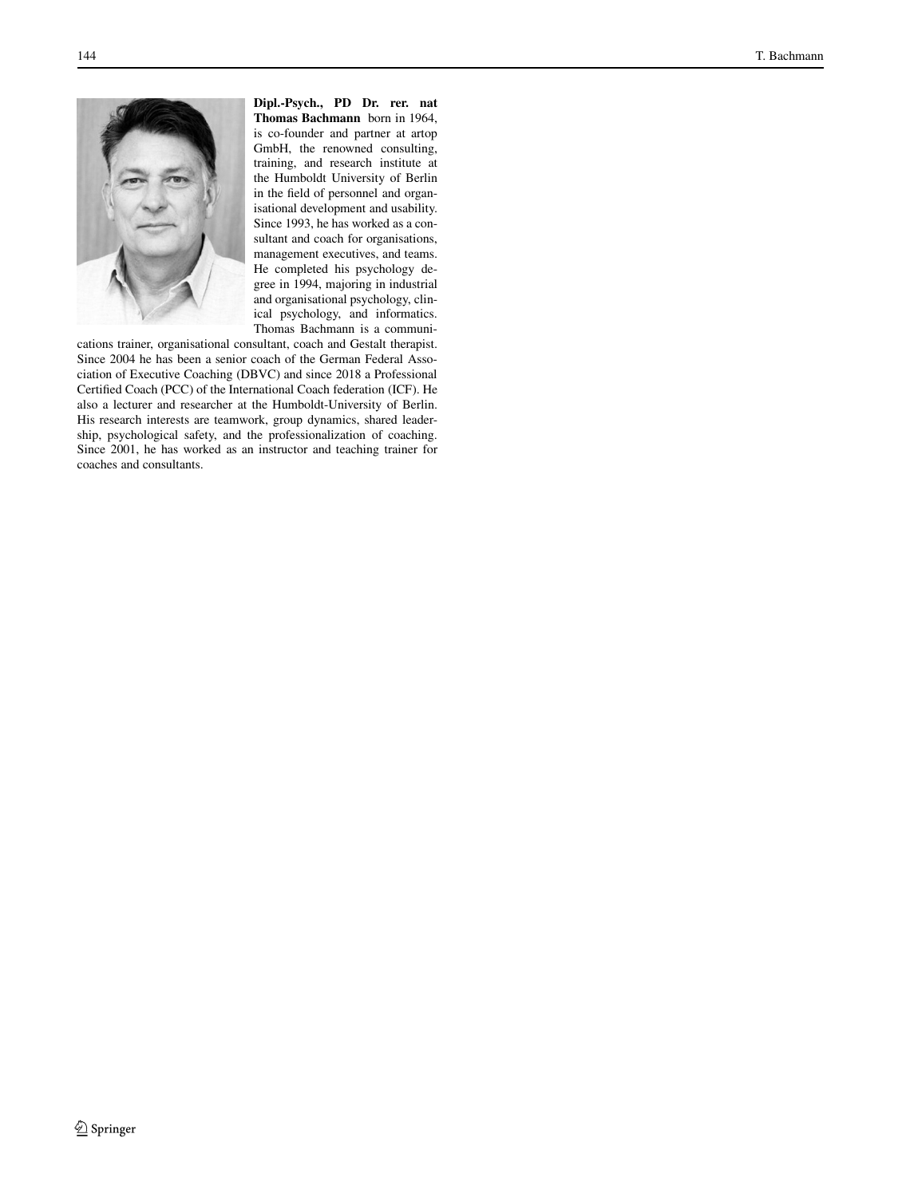**Dipl.-Psych., PD Dr. rer. nat Thomas Bachmann** born in 1964, is co-founder and partner at artop GmbH, the renowned consulting, training, and research institute at the Humboldt University of Berlin in the field of personnel and organisational development and usability. Since 1993, he has worked as a consultant and coach for organisations, management executives, and teams. He completed his psychology degree in 1994, majoring in industrial and organisational psychology, clinical psychology, and informatics. Thomas Bachmann is a communications trainer, organisational consultant, coach and Gestalt therapist. Since 2004 he has been a senior coach of the German Federal Association of Executive Coaching (DBVC) and since 2018 a Professional Certified Coach (PCC) of the International Coach federation (ICF). He also a lecturer and researcher at the Humboldt-University of Berlin. His research interests are teamwork, group dynamics, shared leadership, psychological safety, and the professionalization of coaching. Since 2001, he has worked as an instructor and teaching trainer for coaches and consultants.